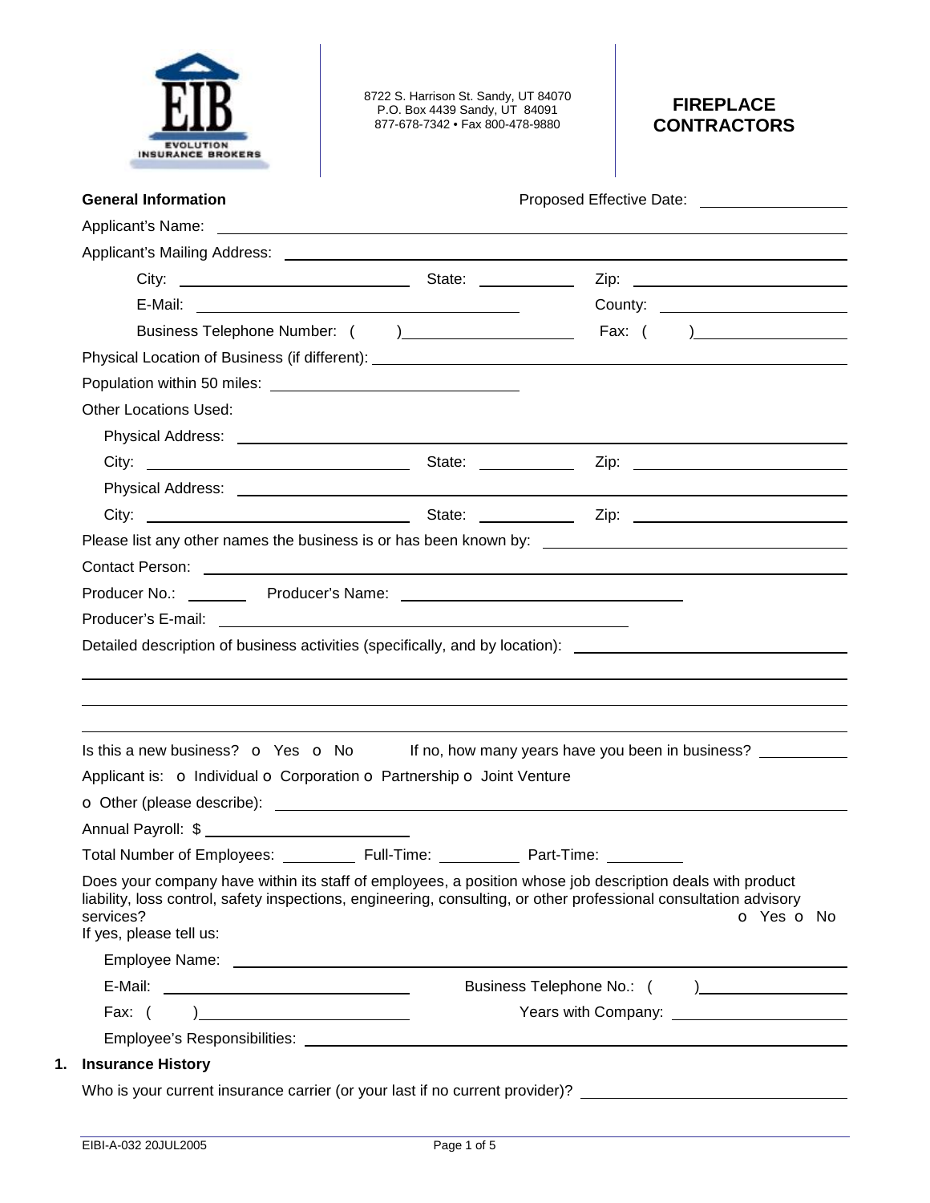8722 S. Harrison St. Sandy, UT 84070
P.O. Box 4439 Sandy, UT 84091
877-678-7342 • Fax 800-478-9880

# FIREPLACE CONTRACTORS

**General Information** Proposed Effective Date: ______________

Applicant's Name: ______________________________

Applicant's Mailing Address: ______________________________

City: ______________ State: ________ Zip: ______________

E-Mail: ______________________ County: ______________

Business Telephone Number: ( ) ______________ Fax: ( ) ______________

Physical Location of Business (if different): ______________________________

Population within 50 miles: ______________

Other Locations Used:

Physical Address: ______________________________

City: ______________ State: ________ Zip: ______________

Physical Address: ______________________________

City: ______________ State: ________ Zip: ______________

Please list any other names the business is or has been known by: ______________________________

Contact Person: ______________________________

Producer No.: ________ Producer's Name: ______________________________

Producer's E-mail: ______________________________

Detailed description of business activities (specifically, and by location): ______________________________

______________________________

______________________________

______________________________

Is this a new business? o Yes o No If no, how many years have you been in business? ________

Applicant is: o Individual o Corporation o Partnership o Joint Venture

o Other (please describe): ______________________________

Annual Payroll: $ ______________

Total Number of Employees: ________ Full-Time: ________ Part-Time: ________

Does your company have within its staff of employees, a position whose job description deals with product liability, loss control, safety inspections, engineering, consulting, or other professional consultation advisory services? o Yes o No

If yes, please tell us:

Employee Name: ______________________________

E-Mail: ______________ Business Telephone No.: ( ) ______________

Fax: ( ) ______________ Years with Company: ______________

Employee's Responsibilities: ______________________________

## 1. Insurance History

Who is your current insurance carrier (or your last if no current provider)? ______________________________

EIBI-A-032 20JUL2005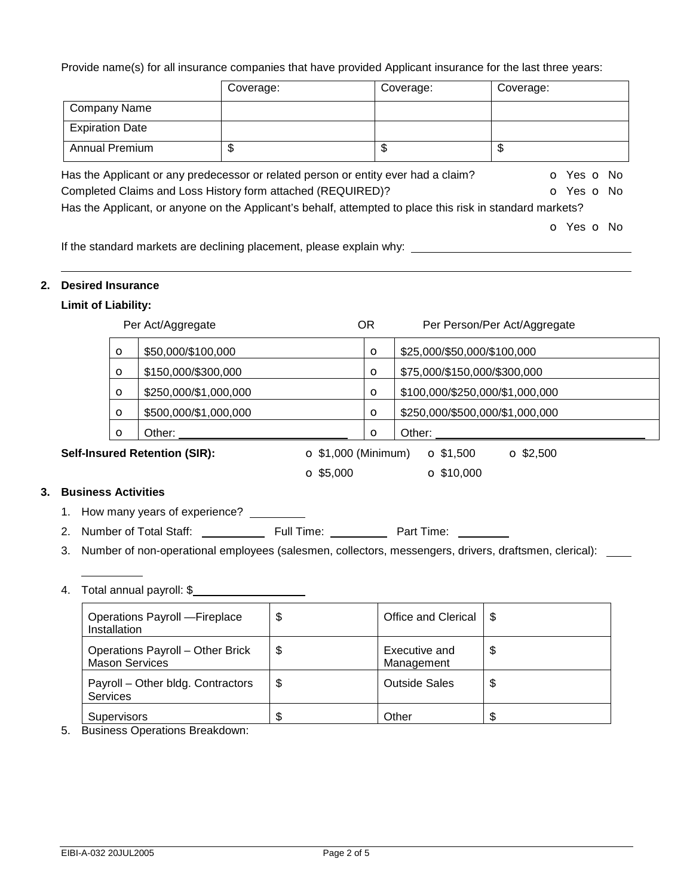Provide name(s) for all insurance companies that have provided Applicant insurance for the last three years:

| | Coverage: | Coverage: | Coverage: |
|---|---|---|---|
| Company Name | | | |
| Expiration Date | | | |
| Annual Premium | $ | $ | $ |

Has the Applicant or any predecessor or related person or entity ever had a claim? o Yes o No

Completed Claims and Loss History form attached (REQUIRED)? o Yes o No

Has the Applicant, or anyone on the Applicant's behalf, attempted to place this risk in standard markets?

o Yes o No

If the standard markets are declining placement, please explain why: ____________________

____________________

## 2. Desired Insurance

**Limit of Liability:**

| | Per Act/Aggregate | | OR Per Person/Per Act/Aggregate |
|---|---|---|---|
| o | $50,000/$100,000 | o | $25,000/$50,000/$100,000 |
| o | $150,000/$300,000 | o | $75,000/$150,000/$300,000 |
| o | $250,000/$1,000,000 | o | $100,000/$250,000/$1,000,000 |
| o | $500,000/$1,000,000 | o | $250,000/$500,000/$1,000,000 |
| o | Other: ____________ | o | Other: ____________ |

**Self-Insured Retention (SIR):** o $1,000 (Minimum) o $1,500 o $2,500 o $5,000 o $10,000

## 3. Business Activities

1. How many years of experience? ________
2. Number of Total Staff: ________ Full Time: ________ Part Time: ________
3. Number of non-operational employees (salesmen, collectors, messengers, drivers, draftsmen, clerical): ________
4. Total annual payroll: $________________

| | | | |
|---|---|---|---|
| Operations Payroll —Fireplace Installation | $ | Office and Clerical | $ |
| Operations Payroll – Other Brick Mason Services | $ | Executive and Management | $ |
| Payroll – Other bldg. Contractors Services | $ | Outside Sales | $ |
| Supervisors | $ | Other | $ |

5. Business Operations Breakdown: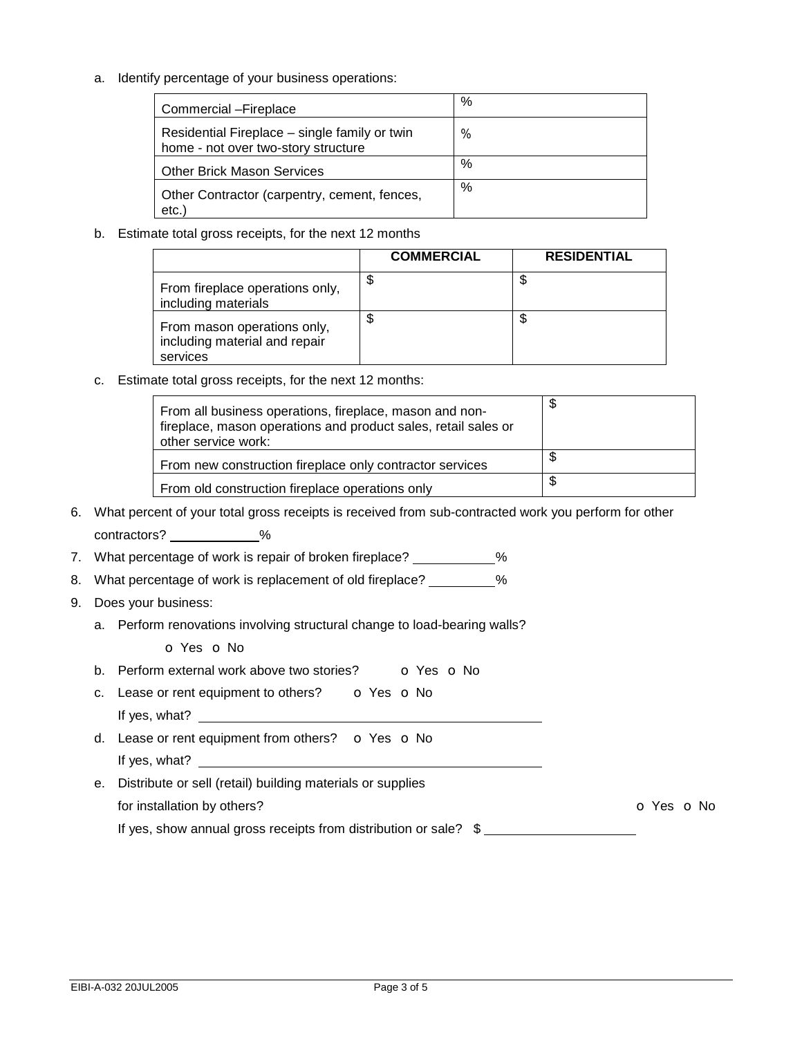a. Identify percentage of your business operations:

| | |
|---|---|
| Commercial –Fireplace | % |
| Residential Fireplace – single family or twin home - not over two-story structure | % |
| Other Brick Mason Services | % |
| Other Contractor (carpentry, cement, fences, etc.) | % |

b. Estimate total gross receipts, for the next 12 months

| | COMMERCIAL | RESIDENTIAL |
|---|---|---|
| From fireplace operations only, including materials | $ | $ |
| From mason operations only, including material and repair services | $ | $ |

c. Estimate total gross receipts, for the next 12 months:

| | |
|---|---|
| From all business operations, fireplace, mason and non-fireplace, mason operations and product sales, retail sales or other service work: | $ |
| From new construction fireplace only contractor services | $ |
| From old construction fireplace operations only | $ |

6. What percent of your total gross receipts is received from sub-contracted work you perform for other contractors? ____________%
7. What percentage of work is repair of broken fireplace? ___________%
8. What percentage of work is replacement of old fireplace? _________%
9. Does your business:
   a. Perform renovations involving structural change to load-bearing walls?

      o Yes o No

   b. Perform external work above two stories? o Yes o No
   c. Lease or rent equipment to others? o Yes o No

      If yes, what? ______________________________________________

   d. Lease or rent equipment from others? o Yes o No

      If yes, what? ______________________________________________

   e. Distribute or sell (retail) building materials or supplies for installation by others? o Yes o No

      If yes, show annual gross receipts from distribution or sale? $ ____________________

EIBI-A-032 20JUL2005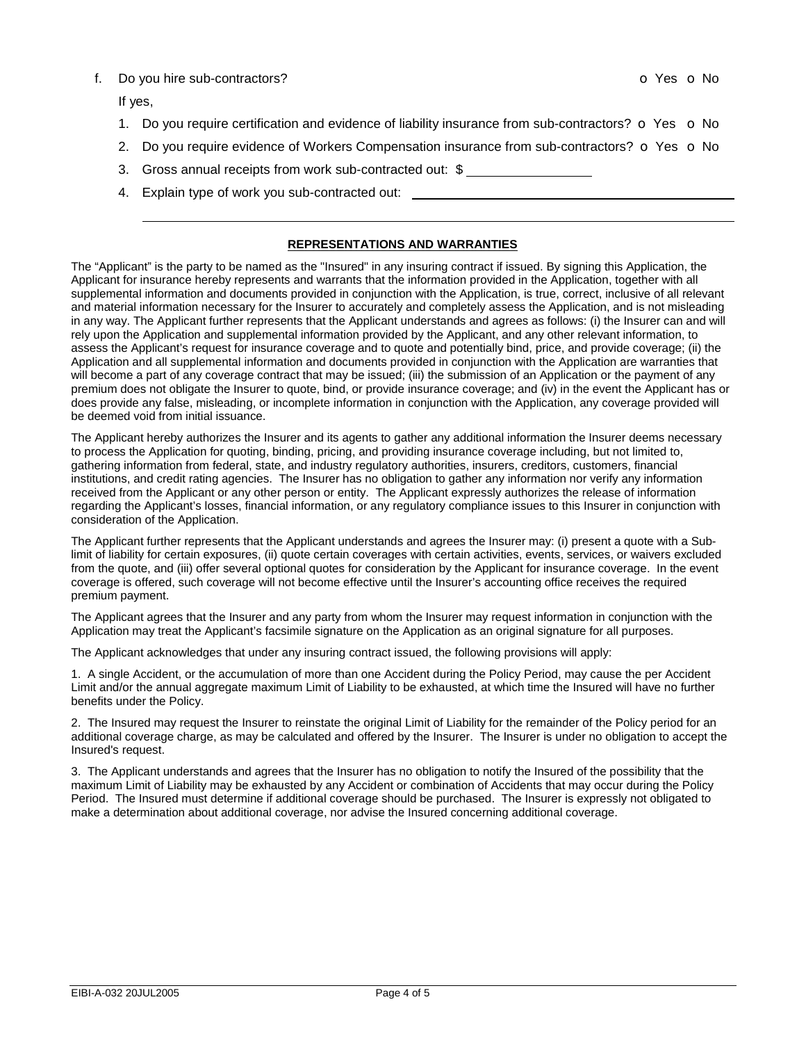f. Do you hire sub-contractors? o Yes o No

If yes,

1. Do you require certification and evidence of liability insurance from sub-contractors? o Yes o No
2. Do you require evidence of Workers Compensation insurance from sub-contractors? o Yes o No
3. Gross annual receipts from work sub-contracted out: $ ________________
4. Explain type of work you sub-contracted out: ______________________________________________

______________________________________________________________________________

**REPRESENTATIONS AND WARRANTIES**

The "Applicant" is the party to be named as the "Insured" in any insuring contract if issued. By signing this Application, the Applicant for insurance hereby represents and warrants that the information provided in the Application, together with all supplemental information and documents provided in conjunction with the Application, is true, correct, inclusive of all relevant and material information necessary for the Insurer to accurately and completely assess the Application, and is not misleading in any way. The Applicant further represents that the Applicant understands and agrees as follows: (i) the Insurer can and will rely upon the Application and supplemental information provided by the Applicant, and any other relevant information, to assess the Applicant's request for insurance coverage and to quote and potentially bind, price, and provide coverage; (ii) the Application and all supplemental information and documents provided in conjunction with the Application are warranties that will become a part of any coverage contract that may be issued; (iii) the submission of an Application or the payment of any premium does not obligate the Insurer to quote, bind, or provide insurance coverage; and (iv) in the event the Applicant has or does provide any false, misleading, or incomplete information in conjunction with the Application, any coverage provided will be deemed void from initial issuance.

The Applicant hereby authorizes the Insurer and its agents to gather any additional information the Insurer deems necessary to process the Application for quoting, binding, pricing, and providing insurance coverage including, but not limited to, gathering information from federal, state, and industry regulatory authorities, insurers, creditors, customers, financial institutions, and credit rating agencies. The Insurer has no obligation to gather any information nor verify any information received from the Applicant or any other person or entity. The Applicant expressly authorizes the release of information regarding the Applicant's losses, financial information, or any regulatory compliance issues to this Insurer in conjunction with consideration of the Application.

The Applicant further represents that the Applicant understands and agrees the Insurer may: (i) present a quote with a Sub-limit of liability for certain exposures, (ii) quote certain coverages with certain activities, events, services, or waivers excluded from the quote, and (iii) offer several optional quotes for consideration by the Applicant for insurance coverage. In the event coverage is offered, such coverage will not become effective until the Insurer's accounting office receives the required premium payment.

The Applicant agrees that the Insurer and any party from whom the Insurer may request information in conjunction with the Application may treat the Applicant's facsimile signature on the Application as an original signature for all purposes.

The Applicant acknowledges that under any insuring contract issued, the following provisions will apply:

1. A single Accident, or the accumulation of more than one Accident during the Policy Period, may cause the per Accident Limit and/or the annual aggregate maximum Limit of Liability to be exhausted, at which time the Insured will have no further benefits under the Policy.

2. The Insured may request the Insurer to reinstate the original Limit of Liability for the remainder of the Policy period for an additional coverage charge, as may be calculated and offered by the Insurer. The Insurer is under no obligation to accept the Insured's request.

3. The Applicant understands and agrees that the Insurer has no obligation to notify the Insured of the possibility that the maximum Limit of Liability may be exhausted by any Accident or combination of Accidents that may occur during the Policy Period. The Insured must determine if additional coverage should be purchased. The Insurer is expressly not obligated to make a determination about additional coverage, nor advise the Insured concerning additional coverage.

EIBI-A-032 20JUL2005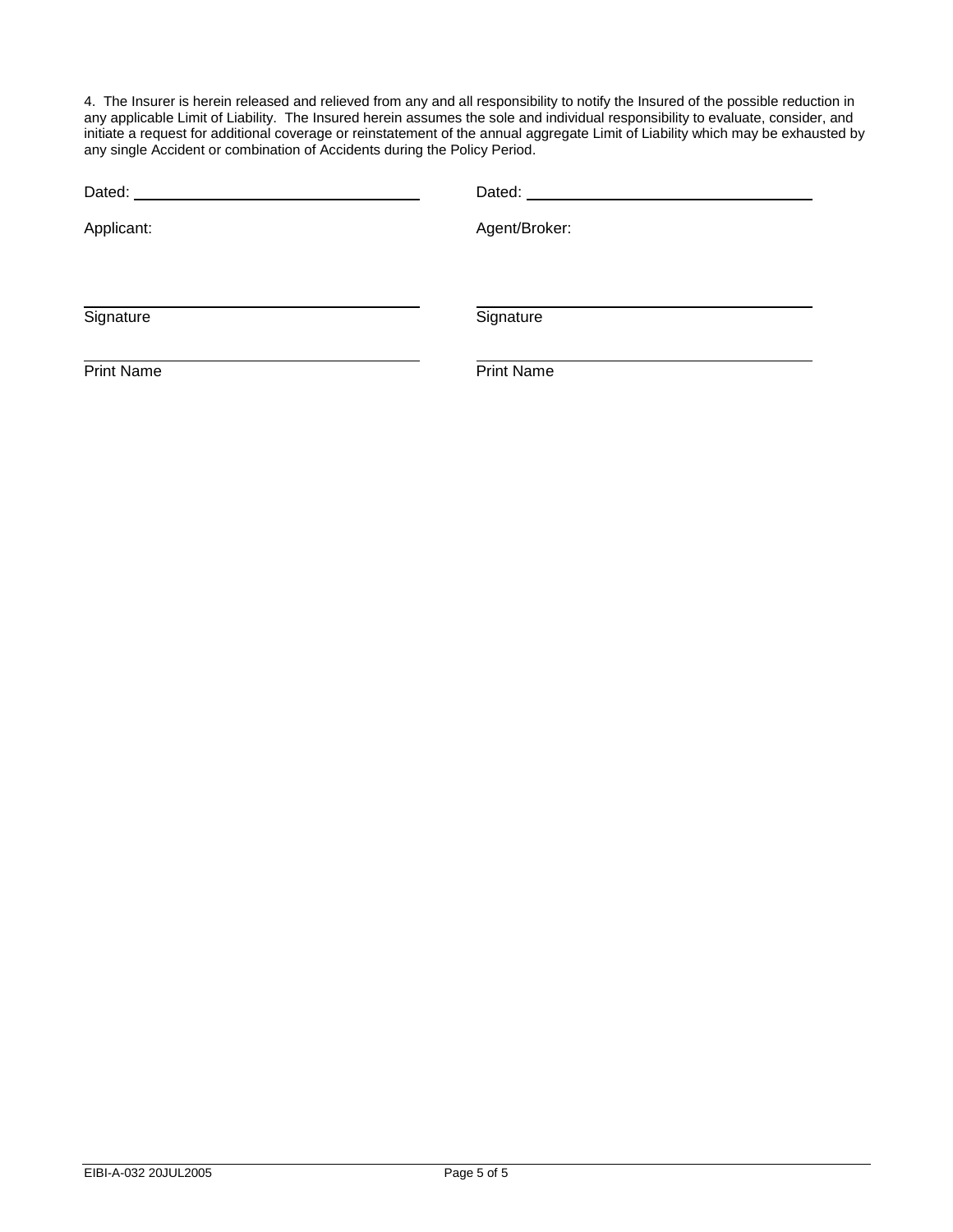4. The Insurer is herein released and relieved from any and all responsibility to notify the Insured of the possible reduction in any applicable Limit of Liability. The Insured herein assumes the sole and individual responsibility to evaluate, consider, and initiate a request for additional coverage or reinstatement of the annual aggregate Limit of Liability which may be exhausted by any single Accident or combination of Accidents during the Policy Period.

| | |
|---|---|
| Dated: ______________________________ | Dated: ______________________________ |
| Applicant: | Agent/Broker: |
| ______________________________<br>Signature | ______________________________<br>Signature |
| ______________________________<br>Print Name | ______________________________<br>Print Name |

EIBI-A-032 20JUL2005